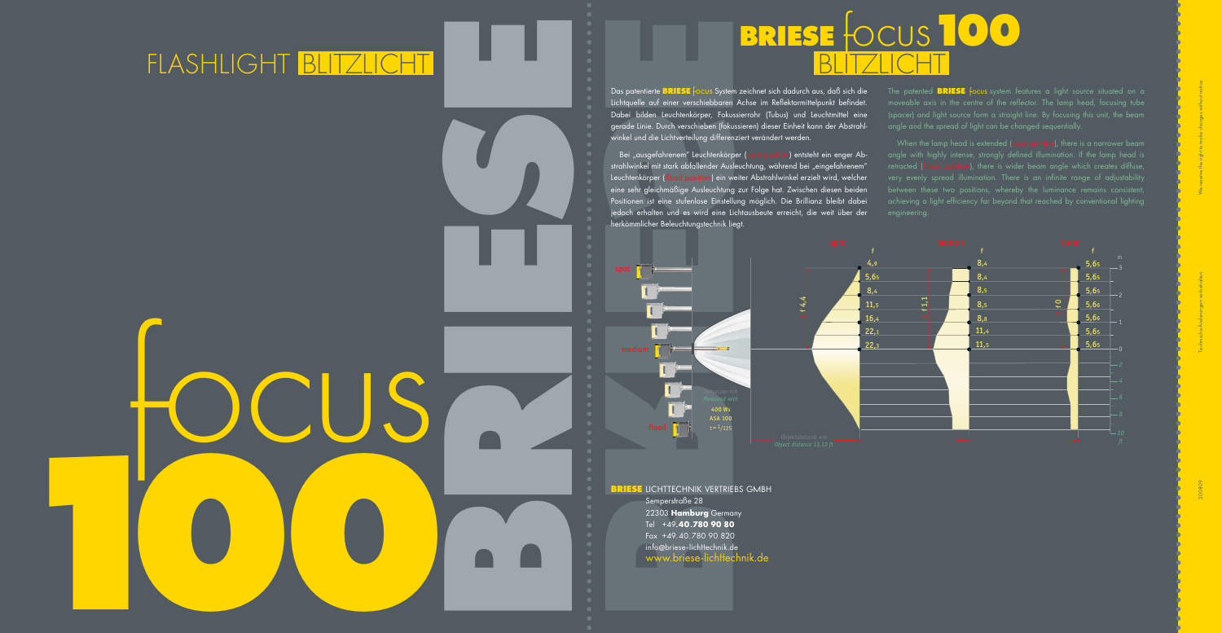# FLASHLIGHT BLITZLICHT

# focus 100

# BRIESE

## BRIESE focus 100 BLITZLICHT

Das patentierte **BRIESE** focus System zeichnet sich dadurch aus, daß sich die Lichtquelle auf einer verschiebbaren Achse im Reflektormittelpunkt befindet. Dabei bilden Leuchtenkörper, Fokussierrohr (Tubus) und Leuchtmittel eine gerade Linie. Durch verschieben (fokussieren) dieser Einheit kann der Abstrahlwinkel und die Lichtverteilung differenziert verändert werden.

Bei „ausgefahrenem" Leuchtenkörper (spot position) entsteht ein enger Abstrahlwinkel mit stark abfallender Ausleuchtung, während bei „eingefahrenem" Leuchtenkörper (flood position) ein weiter Abstrahlwinkel erzielt wird, welcher eine sehr gleichmäßige Ausleuchtung zur Folge hat. Zwischen diesen beiden Positionen ist eine stufenlose Einstellung möglich. Die Brillianz bleibt dabei jedoch erhalten und es wird eine Lichtausbeute erreicht, die weit über der herkömmlicher Beleuchtungstechnik liegt.

The patented **BRIESE** focus system features a light source situated on a moveable axis in the centre of the reflector. The lamp head, focusing tube (spacer) and light source form a straight line. By focusing this unit, the beam angle and the spread of light can be changed sequentially.

When the lamp head is extended (spot position), there is a narrower beam angle with highly intense, strongly defined illumination. If the lamp head is retracted (flood position), there is wider beam angle which creates diffuse, very evenly spread illumination. There is an infinite range of adjustability between these two positions, whereby the luminance remains consistent, achieving a light efficiency far beyond that reached by conventional lighting engineering.

spot / medium / flood

Gemessen mit / Measured with: 400 Ws, ASA 100, t = 1/125

| m | spot f | medium f | flood f |
|---|---|---|---|
| 3 | 4,9 | 8,4 | 5,65 |
| | 5,65 | 8,4 | 5,65 |
| 2 | 8,4 | 8,5 | 5,65 |
| | 11,5 | 8,5 | 5,66 |
| 1 | 16,4 | 8,8 | 5,66 |
| | 22,1 | 11,4 | 5,65 |
| 0 | 22,3 | 11,5 | 5,65 |

spot: f 4,4 — medium: f 1,1 — flood: f 0

Objektabstand 4m / Object distance 13.12 ft

**BRIESE** LICHTTECHNIK VERTRIEBS GMBH
Semperstraße 28
22303 **Hamburg** Germany
Tel +49.**40.780 90 80**
Fax +49.40.780 90 820
info@briese-lichttechnik.de
www.briese-lichttechnik.de

Technische Änderungen vorbehalten
We reserve the right to make changes without notice.
200809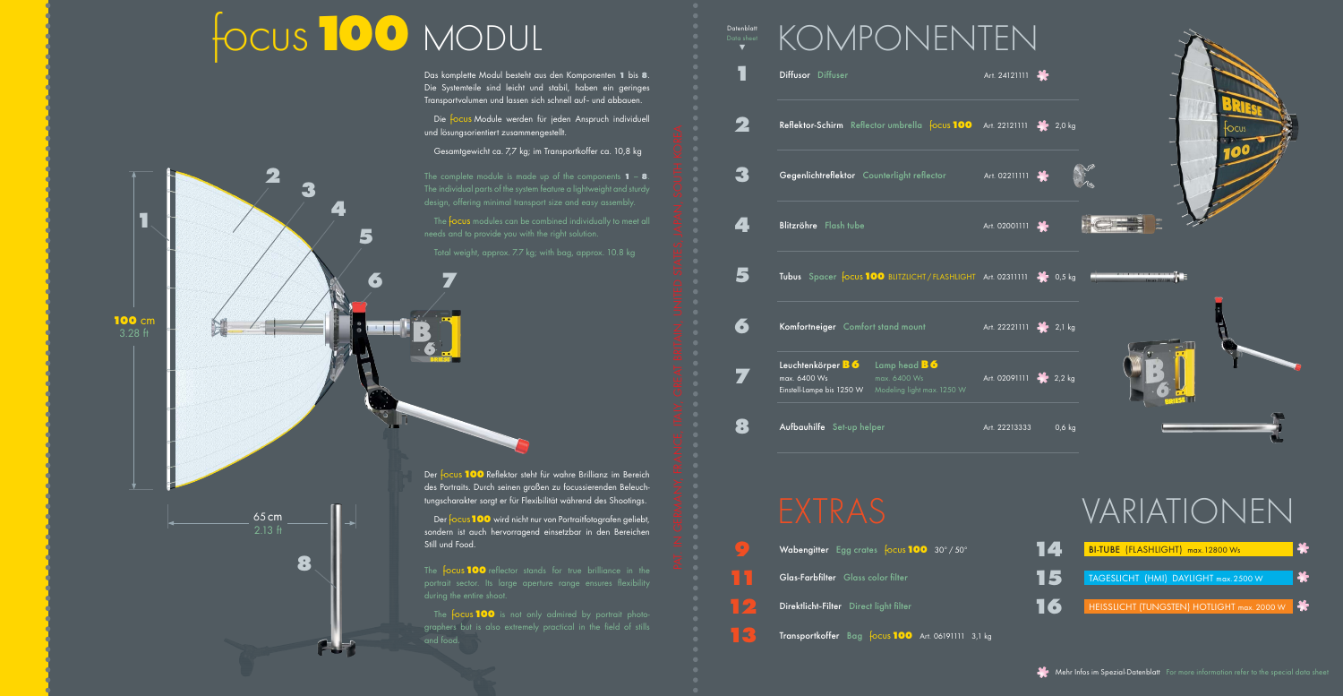# focus 100 MODUL

Das komplette Modul besteht aus den Komponenten **1** bis **8**. Die Systemteile sind leicht und stabil, haben ein geringes Transportvolumen und lassen sich schnell auf- und abbauen.

Die focus Module werden für jeden Anspruch individuell und lösungsorientiert zusammengestellt.

Gesamtgewicht ca. 7,7 kg; im Transportkoffer ca. 10,8 kg

The complete module is made up of the components **1** – **8**. The individual parts of the system feature a lightweight and sturdy design, offering minimal transport size and easy assembly.

The focus modules can be combined individually to meet all needs and to provide you with the right solution.

Total weight, approx. 7.7 kg; with bag, approx. 10.8 kg

1
2
3
4
5
6
7
8
**100** cm
3.28 ft
65 cm
2.13 ft

Der focus **100** Reflektor steht für wahre Brillianz im Bereich des Portraits. Durch seinen großen zu focussierenden Beleuchtungscharakter sorgt er für Flexibilität während des Shootings.

Der focus **100** wird nicht nur von Portraitfotografen geliebt, sondern ist auch hervorragend einsetzbar in den Bereichen Still und Food.

The focus **100** reflector stands for true brilliance in the portrait sector. Its large aperture range ensures flexibility during the entire shoot.

The focus **100** is not only admired by portrait photographers but is also extremely practical in the field of stills and food.

Datenblatt
Data sheet

# KOMPONENTEN

| | | | |
|---|---|---|---|
| **1** | Diffusor Diffuser | Art. 24121111 * | |
| **2** | Reflektor-Schirm Reflector umbrella focus **100** | Art. 22121111 * | 2,0 kg |
| **3** | Gegenlichtreflektor Counterlight reflector | Art. 02211111 * | |
| **4** | Blitzröhre Flash tube | Art. 02001111 * | |
| **5** | Tubus Spacer focus **100** BLITZLICHT/FLASHLIGHT | Art. 02311111 * | 0,5 kg |
| **6** | Komfortneiger Comfort stand mount | Art. 22221111 * | 2,1 kg |
| **7** | Leuchtenkörper **B 6** max. 6400 Ws Einstell-Lampe bis 1250 W / Lamp head **B 6** max. 6400 Ws Modeling light max. 1250 W | Art. 02091111 * | 2,2 kg |
| **8** | Aufbauhilfe Set-up helper | Art. 22213333 | 0,6 kg |

# EXTRAS

| | |
|---|---|
| **9** | Wabengitter Egg crates focus **100** 30° / 50° |
| **11** | Glas-Farbfilter Glass color filter |
| **12** | Direktlicht-Filter Direct light filter |
| **13** | Transportkoffer Bag focus **100** Art. 06191111 3,1 kg |

# VARIATIONEN

| | |
|---|---|
| **14** | BI-TUBE (FLASHLIGHT) max. 12800 Ws * |
| **15** | TAGESLICHT (HMI) DAYLIGHT max. 2500 W * |
| **16** | HEISSLICHT (TUNGSTEN) HOTLIGHT max. 2000 W * |

* Mehr Infos im Spezial-Datenblatt For more information refer to the special data sheet